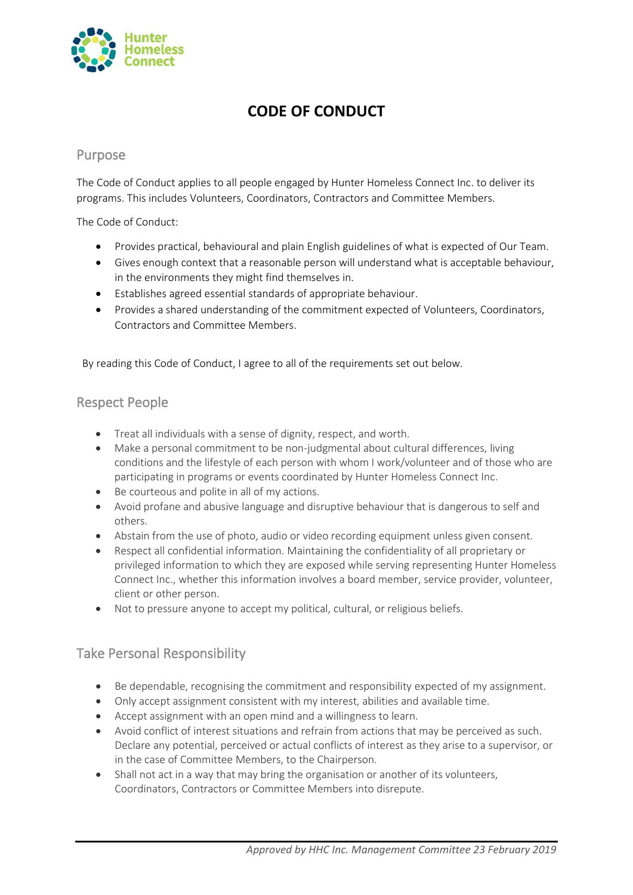# CODE OF CONDUCT

## Purpose

The Code of Conduct applies to all people engaged by Hunter Homeless Connect Inc. to deliver its programs. This includes Volunteers, Coordinators, Contractors and Committee Members.

The Code of Conduct:

- Provides practical, behavioural and plain English guidelines of what is expected of Our Team.
- Gives enough context that a reasonable person will understand what is acceptable behaviour, in the environments they might find themselves in.
- Establishes agreed essential standards of appropriate behaviour.
- Provides a shared understanding of the commitment expected of Volunteers, Coordinators, Contractors and Committee Members.

By reading this Code of Conduct, I agree to all of the requirements set out below.

## Respect People

- Treat all individuals with a sense of dignity, respect, and worth.
- Make a personal commitment to be non-judgmental about cultural differences, living conditions and the lifestyle of each person with whom I work/volunteer and of those who are participating in programs or events coordinated by Hunter Homeless Connect Inc.
- Be courteous and polite in all of my actions.
- Avoid profane and abusive language and disruptive behaviour that is dangerous to self and others.
- Abstain from the use of photo, audio or video recording equipment unless given consent.
- Respect all confidential information. Maintaining the confidentiality of all proprietary or privileged information to which they are exposed while serving representing Hunter Homeless Connect Inc., whether this information involves a board member, service provider, volunteer, client or other person.
- Not to pressure anyone to accept my political, cultural, or religious beliefs.

## Take Personal Responsibility

- Be dependable, recognising the commitment and responsibility expected of my assignment.
- Only accept assignment consistent with my interest, abilities and available time.
- Accept assignment with an open mind and a willingness to learn.
- Avoid conflict of interest situations and refrain from actions that may be perceived as such. Declare any potential, perceived or actual conflicts of interest as they arise to a supervisor, or in the case of Committee Members, to the Chairperson.
- Shall not act in a way that may bring the organisation or another of its volunteers, Coordinators, Contractors or Committee Members into disrepute.

*Approved by HHC Inc. Management Committee 23 February 2019*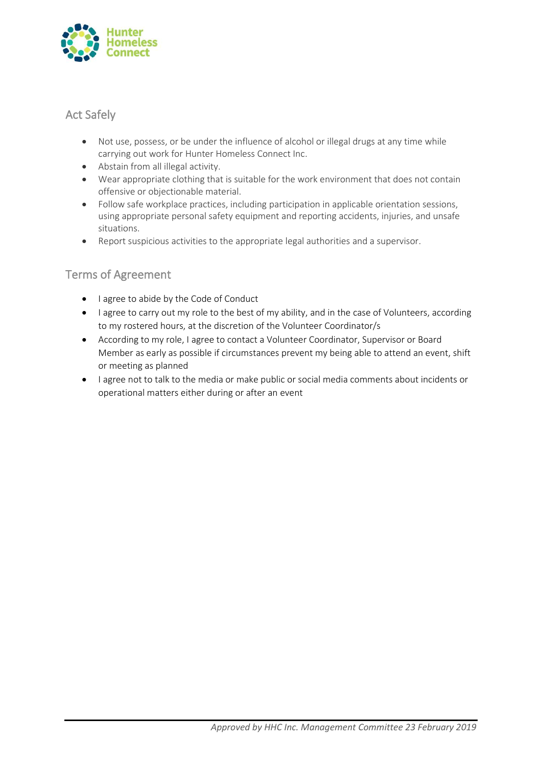## Act Safely

- Not use, possess, or be under the influence of alcohol or illegal drugs at any time while carrying out work for Hunter Homeless Connect Inc.
- Abstain from all illegal activity.
- Wear appropriate clothing that is suitable for the work environment that does not contain offensive or objectionable material.
- Follow safe workplace practices, including participation in applicable orientation sessions, using appropriate personal safety equipment and reporting accidents, injuries, and unsafe situations.
- Report suspicious activities to the appropriate legal authorities and a supervisor.

## Terms of Agreement

- I agree to abide by the Code of Conduct
- I agree to carry out my role to the best of my ability, and in the case of Volunteers, according to my rostered hours, at the discretion of the Volunteer Coordinator/s
- According to my role, I agree to contact a Volunteer Coordinator, Supervisor or Board Member as early as possible if circumstances prevent my being able to attend an event, shift or meeting as planned
- I agree not to talk to the media or make public or social media comments about incidents or operational matters either during or after an event

*Approved by HHC Inc. Management Committee 23 February 2019*